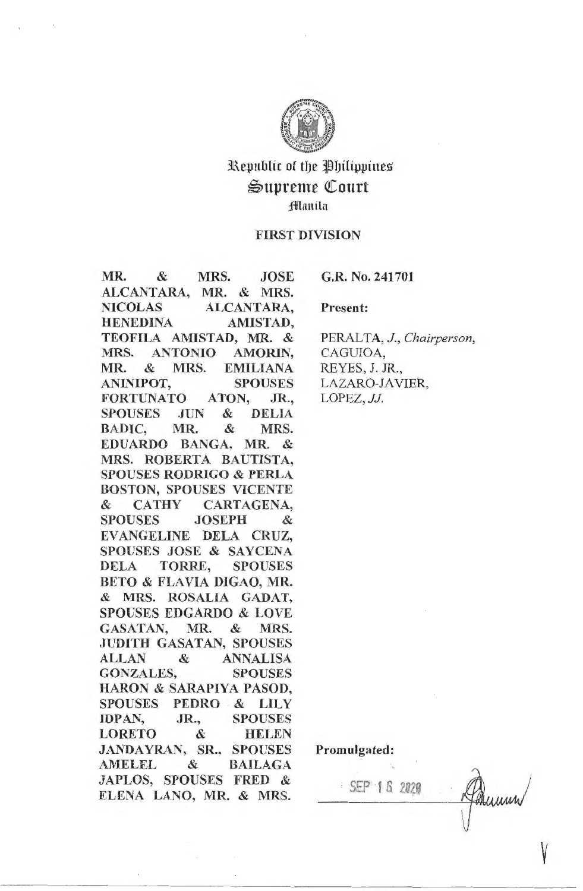Republic of the Philippines
Supreme Court
Manila

FIRST DIVISION

**MR. & MRS. JOSE ALCANTARA, MR. & MRS. NICOLAS ALCANTARA, HENEDINA AMISTAD, TEOFILA AMISTAD, MR. & MRS. ANTONIO AMORIN, MR. & MRS. EMILIANA ANINIPOT, SPOUSES FORTUNATO ATON, JR., SPOUSES JUN & DELIA BADIC, MR. & MRS. EDUARDO BANGA, MR. & MRS. ROBERTA BAUTISTA, SPOUSES RODRIGO & PERLA BOSTON, SPOUSES VICENTE & CATHY CARTAGENA, SPOUSES JOSEPH & EVANGELINE DELA CRUZ, SPOUSES JOSE & SAYCENA DELA TORRE, SPOUSES BETO & FLAVIA DIGAO, MR. & MRS. ROSALIA GADAT, SPOUSES EDGARDO & LOVE GASATAN, MR. & MRS. JUDITH GASATAN, SPOUSES ALLAN & ANNALISA GONZALES, SPOUSES HARON & SARAPIYA PASOD, SPOUSES PEDRO & LILY IDPAN, JR., SPOUSES LORETO & HELEN JANDAYRAN, SR., SPOUSES AMELEL & BAILAGA JAPLOS, SPOUSES FRED & ELENA LANO, MR. & MRS.**

**G.R. No. 241701**

**Present:**

PERALTA, *J., Chairperson,*
CAGUIOA,
REYES, J. JR.,
LAZARO-JAVIER,
LOPEZ, *JJ.*

**Promulgated:**

SEP 16 2020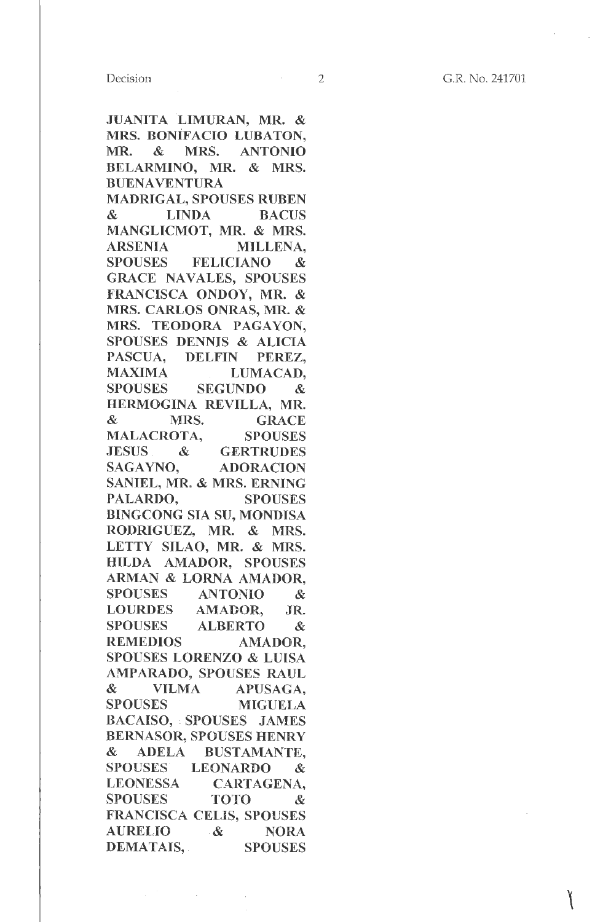**JUANITA LIMURAN, MR. & MRS. BONIFACIO LUBATON, MR. & MRS. ANTONIO BELARMINO, MR. & MRS. BUENAVENTURA MADRIGAL, SPOUSES RUBEN & LINDA BACUS MANGLICMOT, MR. & MRS. ARSENIA MILLENA, SPOUSES FELICIANO & GRACE NAVALES, SPOUSES FRANCISCA ONDOY, MR. & MRS. CARLOS ONRAS, MR. & MRS. TEODORA PAGAYON, SPOUSES DENNIS & ALICIA PASCUA, DELFIN PEREZ, MAXIMA LUMACAD, SPOUSES SEGUNDO & HERMOGINA REVILLA, MR. & MRS. GRACE MALACROTA, SPOUSES JESUS & GERTRUDES SAGAYNO, ADORACION SANIEL, MR. & MRS. ERNING PALARDO, SPOUSES BINGCONG SIA SU, MONDISA RODRIGUEZ, MR. & MRS. LETTY SILAO, MR. & MRS. HILDA AMADOR, SPOUSES ARMAN & LORNA AMADOR, SPOUSES ANTONIO & LOURDES AMADOR, JR. SPOUSES ALBERTO & REMEDIOS AMADOR, SPOUSES LORENZO & LUISA AMPARADO, SPOUSES RAUL & VILMA APUSAGA, SPOUSES MIGUELA BACAISO, SPOUSES JAMES BERNASOR, SPOUSES HENRY & ADELA BUSTAMANTE, SPOUSES LEONARDO & LEONESSA CARTAGENA, SPOUSES TOTO & FRANCISCA CELIS, SPOUSES AURELIO & NORA DEMATAIS, SPOUSES**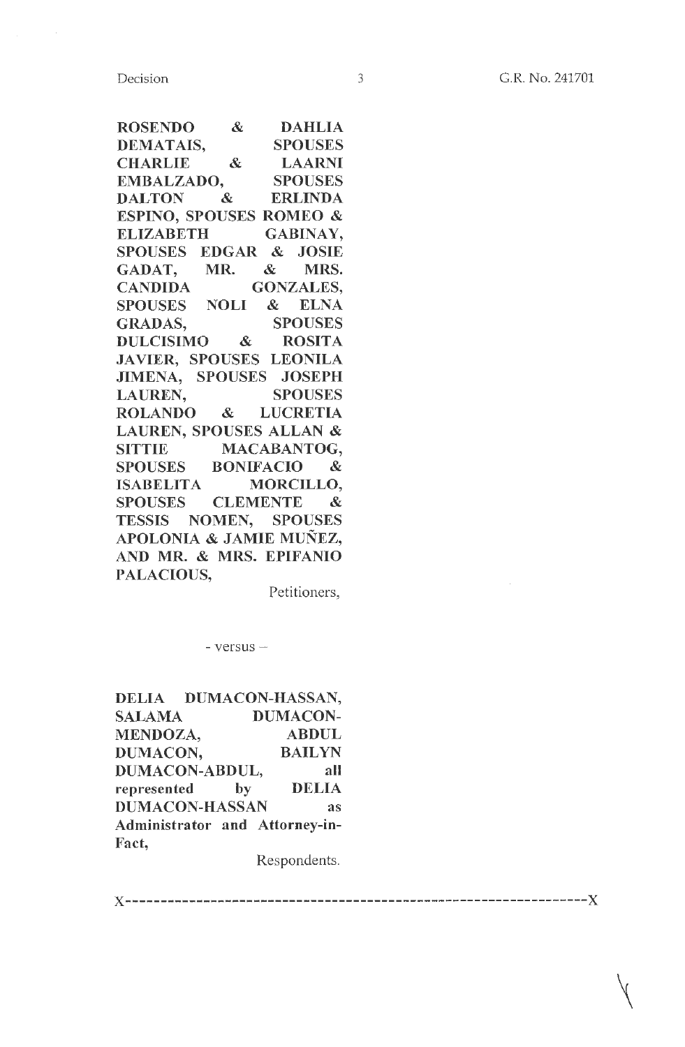**ROSENDO & DAHLIA DEMATAIS, SPOUSES CHARLIE & LAARNI EMBALZADO, SPOUSES DALTON & ERLINDA ESPINO, SPOUSES ROMEO & ELIZABETH GABINAY, SPOUSES EDGAR & JOSIE GADAT, MR. & MRS. CANDIDA GONZALES, SPOUSES NOLI & ELNA GRADAS, SPOUSES DULCISIMO & ROSITA JAVIER, SPOUSES LEONILA JIMENA, SPOUSES JOSEPH LAUREN, SPOUSES ROLANDO & LUCRETIA LAUREN, SPOUSES ALLAN & SITTIE MACABANTOG, SPOUSES BONIFACIO & ISABELITA MORCILLO, SPOUSES CLEMENTE & TESSIS NOMEN, SPOUSES APOLONIA & JAMIE MUÑEZ, AND MR. & MRS. EPIFANIO PALACIOUS,**

Petitioners,

\- versus –

**DELIA DUMACON-HASSAN, SALAMA DUMACON-MENDOZA, ABDUL DUMACON, BAILYN DUMACON-ABDUL, all represented by DELIA DUMACON-HASSAN as Administrator and Attorney-in-Fact,**

Respondents.

x------------------------------------------------------------------x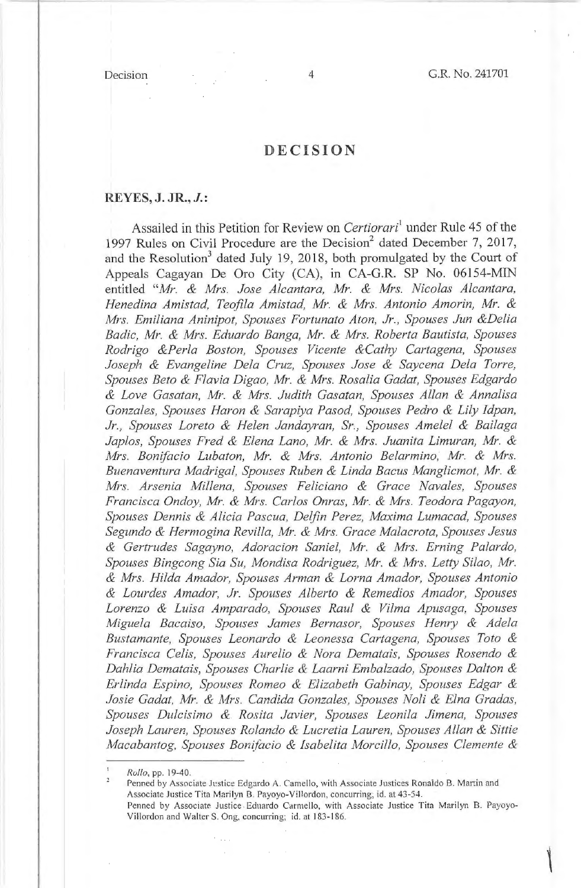# DECISION

**REYES, J. JR., *J.*:**

Assailed in this Petition for Review on *Certiorari*[1] under Rule 45 of the 1997 Rules on Civil Procedure are the Decision[2] dated December 7, 2017, and the Resolution[3] dated July 19, 2018, both promulgated by the Court of Appeals Cagayan De Oro City (CA), in CA-G.R. SP No. 06154-MIN entitled "*Mr. & Mrs. Jose Alcantara, Mr. & Mrs. Nicolas Alcantara, Henedina Amistad, Teofila Amistad, Mr. & Mrs. Antonio Amorin, Mr. & Mrs. Emiliana Aninipot, Spouses Fortunato Aton, Jr., Spouses Jun &Delia Badic, Mr. & Mrs. Eduardo Banga, Mr. & Mrs. Roberta Bautista, Spouses Rodrigo &Perla Boston, Spouses Vicente &Cathy Cartagena, Spouses Joseph & Evangeline Dela Cruz, Spouses Jose & Saycena Dela Torre, Spouses Beto & Flavia Digao, Mr. & Mrs. Rosalia Gadat, Spouses Edgardo & Love Gasatan, Mr. & Mrs. Judith Gasatan, Spouses Allan & Annalisa Gonzales, Spouses Haron & Sarapiya Pasod, Spouses Pedro & Lily Idpan, Jr., Spouses Loreto & Helen Jandayran, Sr., Spouses Amelel & Bailaga Japlos, Spouses Fred & Elena Lano, Mr. & Mrs. Juanita Limuran, Mr. & Mrs. Bonifacio Lubaton, Mr. & Mrs. Antonio Belarmino, Mr. & Mrs. Buenaventura Madrigal, Spouses Ruben & Linda Bacus Manglicmot, Mr. & Mrs. Arsenia Millena, Spouses Feliciano & Grace Navales, Spouses Francisca Ondoy, Mr. & Mrs. Carlos Onras, Mr. & Mrs. Teodora Pagayon, Spouses Dennis & Alicia Pascua, Delfin Perez, Maxima Lumacad, Spouses Segundo & Hermogina Revilla, Mr. & Mrs. Grace Malacrota, Spouses Jesus & Gertrudes Sagayno, Adoracion Saniel, Mr. & Mrs. Erning Palardo, Spouses Bingcong Sia Su, Mondisa Rodriguez, Mr. & Mrs. Letty Silao, Mr. & Mrs. Hilda Amador, Spouses Arman & Lorna Amador, Spouses Antonio & Lourdes Amador, Jr. Spouses Alberto & Remedios Amador, Spouses Lorenzo & Luisa Amparado, Spouses Raul & Vilma Apusaga, Spouses Miguela Bacaiso, Spouses James Bernasor, Spouses Henry & Adela Bustamante, Spouses Leonardo & Leonessa Cartagena, Spouses Toto & Francisca Celis, Spouses Aurelio & Nora Dematais, Spouses Rosendo & Dahlia Dematais, Spouses Charlie & Laarni Embalzado, Spouses Dalton & Erlinda Espino, Spouses Romeo & Elizabeth Gabinay, Spouses Edgar & Josie Gadat, Mr. & Mrs. Candida Gonzales, Spouses Noli & Elna Gradas, Spouses Dulcisimo & Rosita Javier, Spouses Leonila Jimena, Spouses Joseph Lauren, Spouses Rolando & Lucretia Lauren, Spouses Allan & Sittie Macabantog, Spouses Bonifacio & Isabelita Morcillo, Spouses Clemente &*

---

[1] *Rollo*, pp. 19-40.

[2] Penned by Associate Justice Edgardo A. Camello, with Associate Justices Ronaldo B. Martin and Associate Justice Tita Marilyn B. Payoyo-Villordon, concurring; id. at 43-54.

[3] Penned by Associate Justice Eduardo Carmello, with Associate Justice Tita Marilyn B. Payoyo-Villordon and Walter S. Ong, concurring; id. at 183-186.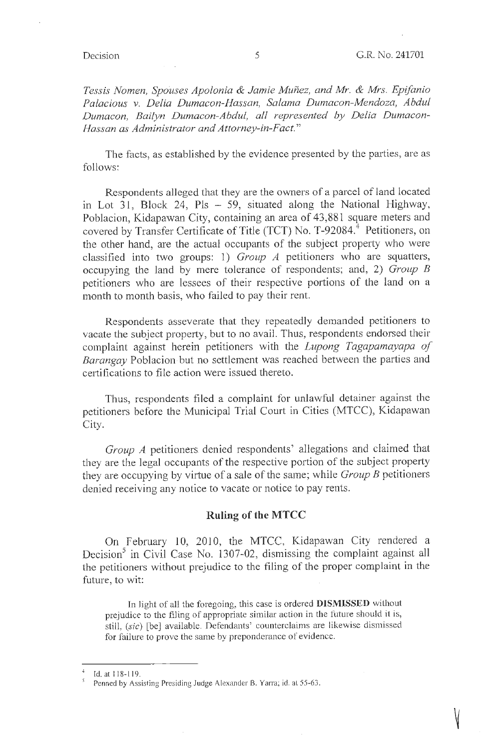*Tessis Nomen, Spouses Apolonia & Jamie Muñez, and Mr. & Mrs. Epifanio Palacious v. Delia Dumacon-Hassan, Salama Dumacon-Mendoza, Abdul Dumacon, Bailyn Dumacon-Abdul, all represented by Delia Dumacon-Hassan as Administrator and Attorney-in-Fact.*"

The facts, as established by the evidence presented by the parties, are as follows:

Respondents alleged that they are the owners of a parcel of land located in Lot 31, Block 24, Pls – 59, situated along the National Highway, Poblacion, Kidapawan City, containing an area of 43,881 square meters and covered by Transfer Certificate of Title (TCT) No. T-92084.[4] Petitioners, on the other hand, are the actual occupants of the subject property who were classified into two groups: 1) *Group A* petitioners who are squatters, occupying the land by mere tolerance of respondents; and, 2) *Group B* petitioners who are lessees of their respective portions of the land on a month to month basis, who failed to pay their rent.

Respondents asseverate that they repeatedly demanded petitioners to vacate the subject property, but to no avail. Thus, respondents endorsed their complaint against herein petitioners with the *Lupong Tagapamayapa of Barangay* Poblacion but no settlement was reached between the parties and certifications to file action were issued thereto.

Thus, respondents filed a complaint for unlawful detainer against the petitioners before the Municipal Trial Court in Cities (MTCC), Kidapawan City.

*Group A* petitioners denied respondents' allegations and claimed that they are the legal occupants of the respective portion of the subject property they are occupying by virtue of a sale of the same; while *Group B* petitioners denied receiving any notice to vacate or notice to pay rents.

## Ruling of the MTCC

On February 10, 2010, the MTCC, Kidapawan City rendered a Decision[5] in Civil Case No. 1307-02, dismissing the complaint against all the petitioners without prejudice to the filing of the proper complaint in the future, to wit:

> In light of all the foregoing, this case is ordered **DISMISSED** without prejudice to the filing of appropriate similar action in the future should it is, still, (*sic*) [be] available. Defendants' counterclaims are likewise dismissed for failure to prove the same by preponderance of evidence.

---

[4] Id. at 118-119.

[5] Penned by Assisting Presiding Judge Alexander B. Yarra; id. at 55-63.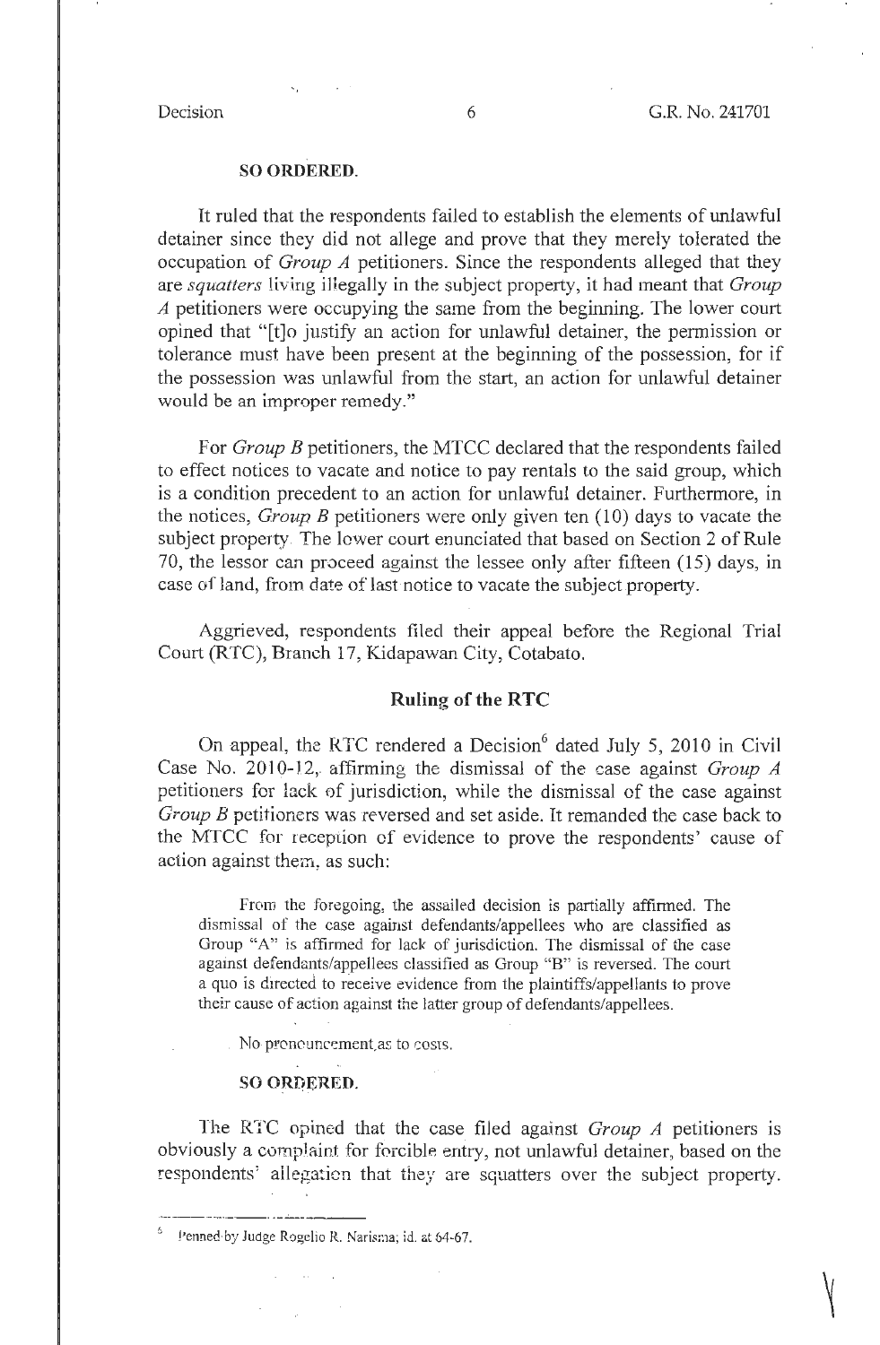**SO ORDERED.**

It ruled that the respondents failed to establish the elements of unlawful detainer since they did not allege and prove that they merely tolerated the occupation of *Group A* petitioners. Since the respondents alleged that they are *squatters* living illegally in the subject property, it had meant that *Group A* petitioners were occupying the same from the beginning. The lower court opined that "[t]o justify an action for unlawful detainer, the permission or tolerance must have been present at the beginning of the possession, for if the possession was unlawful from the start, an action for unlawful detainer would be an improper remedy."

For *Group B* petitioners, the MTCC declared that the respondents failed to effect notices to vacate and notice to pay rentals to the said group, which is a condition precedent to an action for unlawful detainer. Furthermore, in the notices, *Group B* petitioners were only given ten (10) days to vacate the subject property. The lower court enunciated that based on Section 2 of Rule 70, the lessor can proceed against the lessee only after fifteen (15) days, in case of land, from date of last notice to vacate the subject property.

Aggrieved, respondents filed their appeal before the Regional Trial Court (RTC), Branch 17, Kidapawan City, Cotabato.

## Ruling of the RTC

On appeal, the RTC rendered a Decision[6] dated July 5, 2010 in Civil Case No. 2010-12, affirming the dismissal of the case against *Group A* petitioners for lack of jurisdiction, while the dismissal of the case against *Group B* petitioners was reversed and set aside. It remanded the case back to the MTCC for reception of evidence to prove the respondents' cause of action against them, as such:

> From the foregoing, the assailed decision is partially affirmed. The dismissal of the case against defendants/appellees who are classified as Group "A" is affirmed for lack of jurisdiction. The dismissal of the case against defendants/appellees classified as Group "B" is reversed. The court a quo is directed to receive evidence from the plaintiffs/appellants to prove their cause of action against the latter group of defendants/appellees.
>
> No pronouncement as to costs.
>
> **SO ORDERED.**

The RTC opined that the case filed against *Group A* petitioners is obviously a complaint for forcible entry, not unlawful detainer, based on the respondents' allegation that they are squatters over the subject property.

---

[6] Penned by Judge Rogelio R. Narisma; id. at 64-67.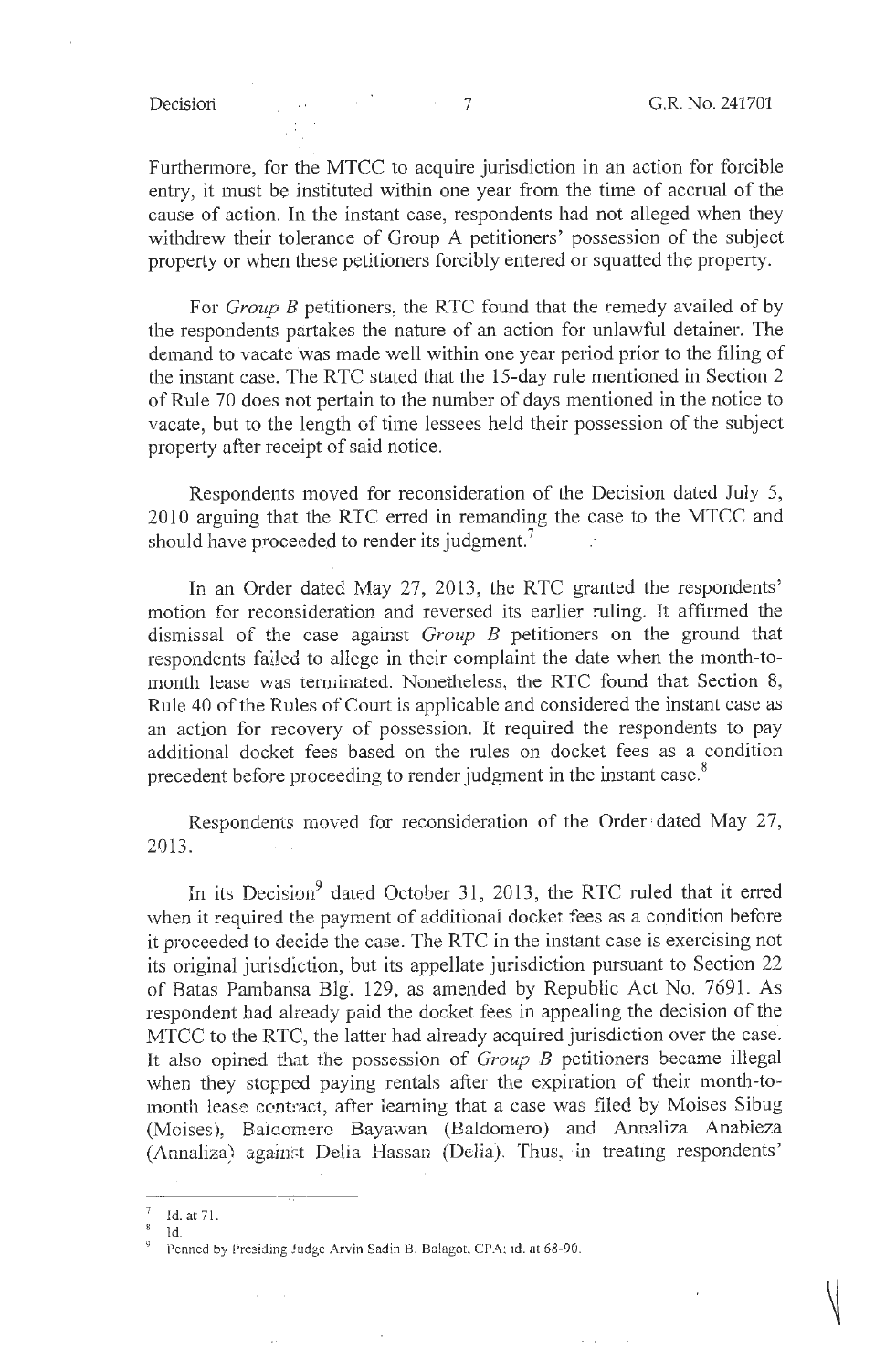Furthermore, for the MTCC to acquire jurisdiction in an action for forcible entry, it must be instituted within one year from the time of accrual of the cause of action. In the instant case, respondents had not alleged when they withdrew their tolerance of Group A petitioners' possession of the subject property or when these petitioners forcibly entered or squatted the property.

For *Group B* petitioners, the RTC found that the remedy availed of by the respondents partakes the nature of an action for unlawful detainer. The demand to vacate was made well within one year period prior to the filing of the instant case. The RTC stated that the 15-day rule mentioned in Section 2 of Rule 70 does not pertain to the number of days mentioned in the notice to vacate, but to the length of time lessees held their possession of the subject property after receipt of said notice.

Respondents moved for reconsideration of the Decision dated July 5, 2010 arguing that the RTC erred in remanding the case to the MTCC and should have proceeded to render its judgment.[7]

In an Order dated May 27, 2013, the RTC granted the respondents' motion for reconsideration and reversed its earlier ruling. It affirmed the dismissal of the case against *Group B* petitioners on the ground that respondents failed to allege in their complaint the date when the month-to-month lease was terminated. Nonetheless, the RTC found that Section 8, Rule 40 of the Rules of Court is applicable and considered the instant case as an action for recovery of possession. It required the respondents to pay additional docket fees based on the rules on docket fees as a condition precedent before proceeding to render judgment in the instant case.[8]

Respondents moved for reconsideration of the Order dated May 27, 2013.

In its Decision[9] dated October 31, 2013, the RTC ruled that it erred when it required the payment of additional docket fees as a condition before it proceeded to decide the case. The RTC in the instant case is exercising not its original jurisdiction, but its appellate jurisdiction pursuant to Section 22 of Batas Pambansa Blg. 129, as amended by Republic Act No. 7691. As respondent had already paid the docket fees in appealing the decision of the MTCC to the RTC, the latter had already acquired jurisdiction over the case. It also opined that the possession of *Group B* petitioners became illegal when they stopped paying rentals after the expiration of their month-to-month lease contract, after learning that a case was filed by Moises Sibug (Moises), Baldomero Bayawan (Baldomero) and Annaliza Anabieza (Annaliza) against Delia Hassan (Delia). Thus, in treating respondents'

---

[7] Id. at 71.

[8] Id.

[9] Penned by Presiding Judge Arvin Sadin B. Balagot, CPA; id. at 68-90.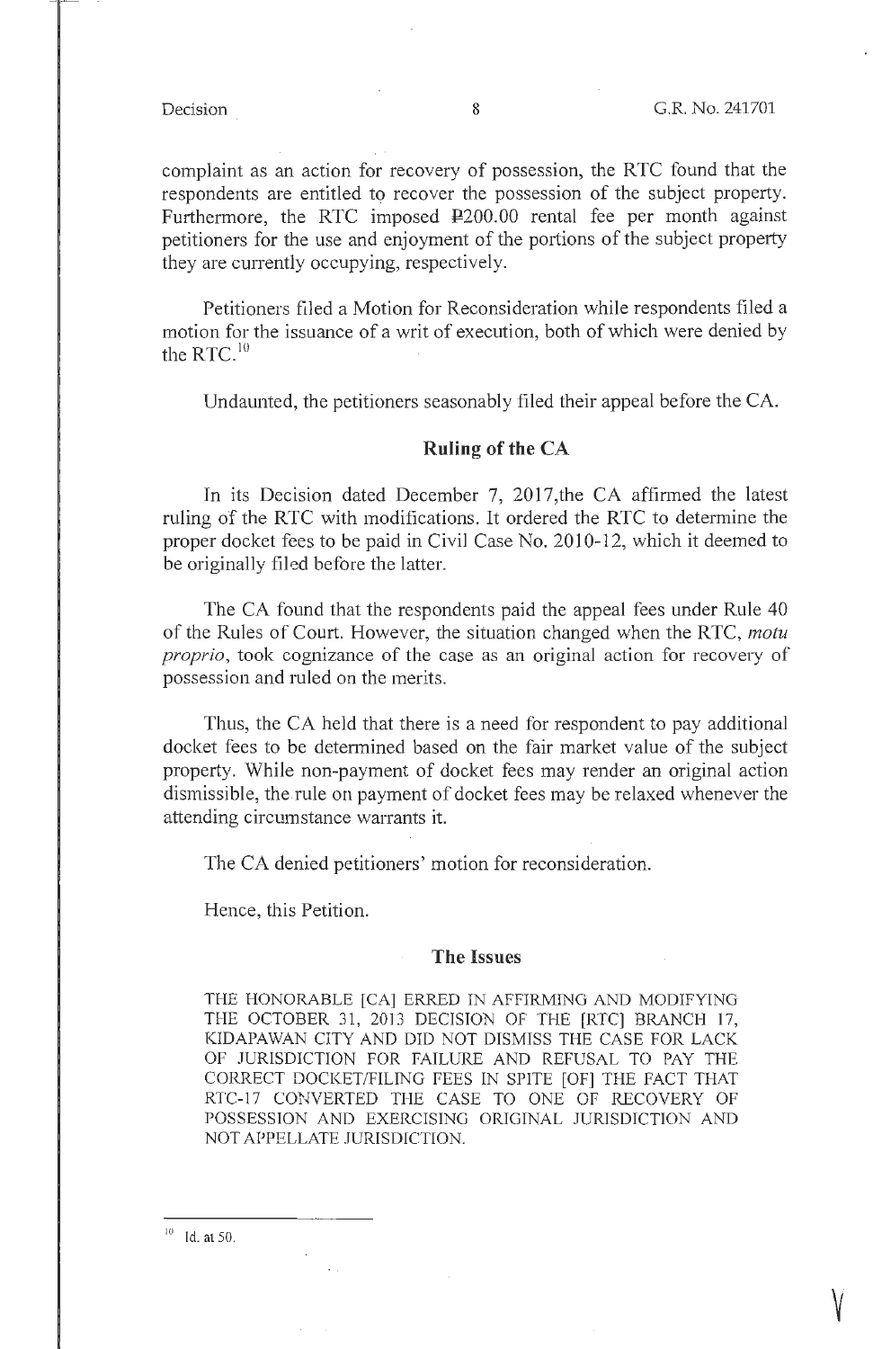complaint as an action for recovery of possession, the RTC found that the respondents are entitled to recover the possession of the subject property. Furthermore, the RTC imposed ₱200.00 rental fee per month against petitioners for the use and enjoyment of the portions of the subject property they are currently occupying, respectively.

Petitioners filed a Motion for Reconsideration while respondents filed a motion for the issuance of a writ of execution, both of which were denied by the RTC.[10]

Undaunted, the petitioners seasonably filed their appeal before the CA.

## Ruling of the CA

In its Decision dated December 7, 2017,the CA affirmed the latest ruling of the RTC with modifications. It ordered the RTC to determine the proper docket fees to be paid in Civil Case No. 2010-12, which it deemed to be originally filed before the latter.

The CA found that the respondents paid the appeal fees under Rule 40 of the Rules of Court. However, the situation changed when the RTC, *motu proprio*, took cognizance of the case as an original action for recovery of possession and ruled on the merits.

Thus, the CA held that there is a need for respondent to pay additional docket fees to be determined based on the fair market value of the subject property. While non-payment of docket fees may render an original action dismissible, the rule on payment of docket fees may be relaxed whenever the attending circumstance warrants it.

The CA denied petitioners' motion for reconsideration.

Hence, this Petition.

## The Issues

THE HONORABLE [CA] ERRED IN AFFIRMING AND MODIFYING THE OCTOBER 31, 2013 DECISION OF THE [RTC] BRANCH 17, KIDAPAWAN CITY AND DID NOT DISMISS THE CASE FOR LACK OF JURISDICTION FOR FAILURE AND REFUSAL TO PAY THE CORRECT DOCKET/FILING FEES IN SPITE [OF] THE FACT THAT RTC-17 CONVERTED THE CASE TO ONE OF RECOVERY OF POSSESSION AND EXERCISING ORIGINAL JURISDICTION AND NOT APPELLATE JURISDICTION.

---

[10] Id. at 50.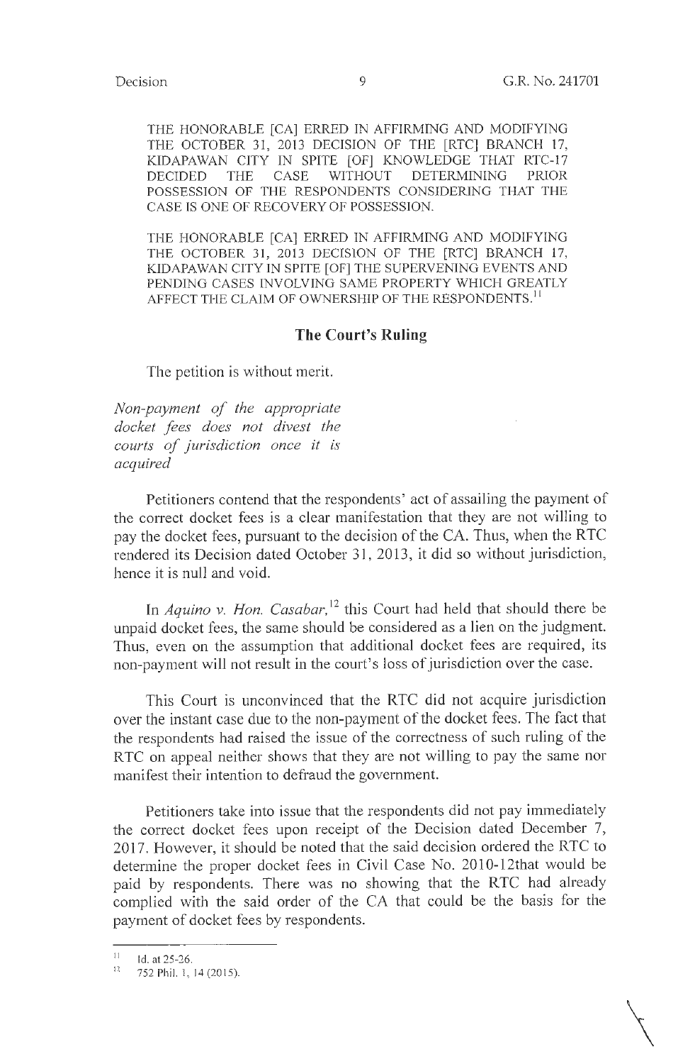THE HONORABLE [CA] ERRED IN AFFIRMING AND MODIFYING THE OCTOBER 31, 2013 DECISION OF THE [RTC] BRANCH 17, KIDAPAWAN CITY IN SPITE [OF] KNOWLEDGE THAT RTC-17 DECIDED THE CASE WITHOUT DETERMINING PRIOR POSSESSION OF THE RESPONDENTS CONSIDERING THAT THE CASE IS ONE OF RECOVERY OF POSSESSION.

THE HONORABLE [CA] ERRED IN AFFIRMING AND MODIFYING THE OCTOBER 31, 2013 DECISION OF THE [RTC] BRANCH 17, KIDAPAWAN CITY IN SPITE [OF] THE SUPERVENING EVENTS AND PENDING CASES INVOLVING SAME PROPERTY WHICH GREATLY AFFECT THE CLAIM OF OWNERSHIP OF THE RESPONDENTS.[11]

## The Court's Ruling

The petition is without merit.

*Non-payment of the appropriate docket fees does not divest the courts of jurisdiction once it is acquired*

Petitioners contend that the respondents' act of assailing the payment of the correct docket fees is a clear manifestation that they are not willing to pay the docket fees, pursuant to the decision of the CA. Thus, when the RTC rendered its Decision dated October 31, 2013, it did so without jurisdiction, hence it is null and void.

In *Aquino v. Hon. Casabar,*[12] this Court had held that should there be unpaid docket fees, the same should be considered as a lien on the judgment. Thus, even on the assumption that additional docket fees are required, its non-payment will not result in the court's loss of jurisdiction over the case.

This Court is unconvinced that the RTC did not acquire jurisdiction over the instant case due to the non-payment of the docket fees. The fact that the respondents had raised the issue of the correctness of such ruling of the RTC on appeal neither shows that they are not willing to pay the same nor manifest their intention to defraud the government.

Petitioners take into issue that the respondents did not pay immediately the correct docket fees upon receipt of the Decision dated December 7, 2017. However, it should be noted that the said decision ordered the RTC to determine the proper docket fees in Civil Case No. 2010-12that would be paid by respondents. There was no showing that the RTC had already complied with the said order of the CA that could be the basis for the payment of docket fees by respondents.

---

[11] Id. at 25-26.

[12] 752 Phil. 1, 14 (2015).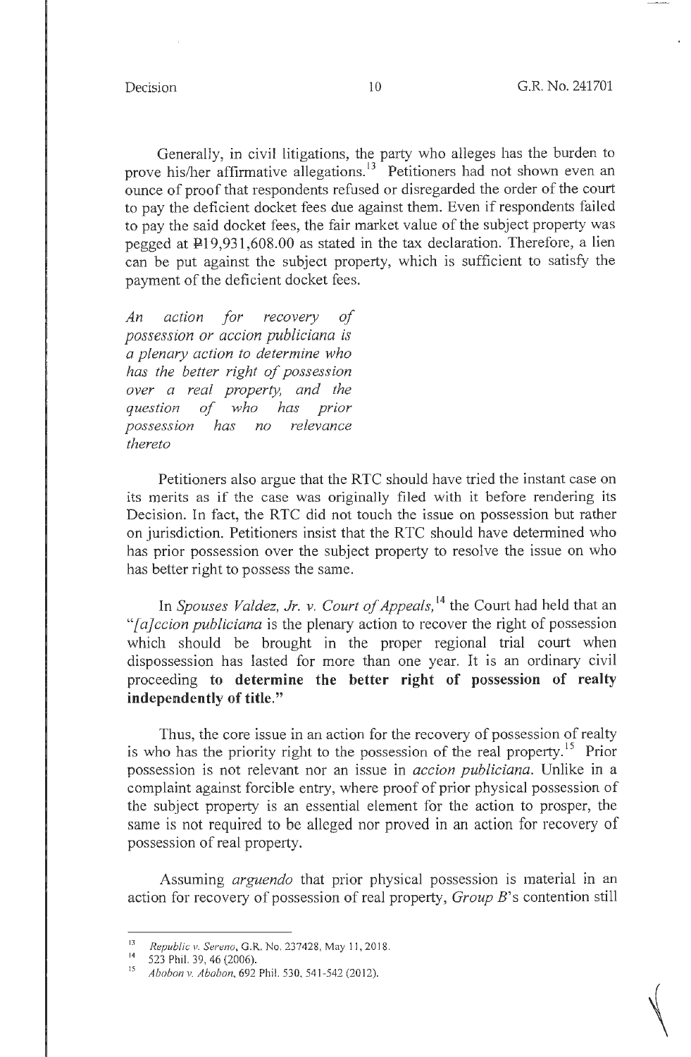Generally, in civil litigations, the party who alleges has the burden to prove his/her affirmative allegations.[13] Petitioners had not shown even an ounce of proof that respondents refused or disregarded the order of the court to pay the deficient docket fees due against them. Even if respondents failed to pay the said docket fees, the fair market value of the subject property was pegged at ₱19,931,608.00 as stated in the tax declaration. Therefore, a lien can be put against the subject property, which is sufficient to satisfy the payment of the deficient docket fees.

*An action for recovery of possession or accion publiciana is a plenary action to determine who has the better right of possession over a real property, and the question of who has prior possession has no relevance thereto*

Petitioners also argue that the RTC should have tried the instant case on its merits as if the case was originally filed with it before rendering its Decision. In fact, the RTC did not touch the issue on possession but rather on jurisdiction. Petitioners insist that the RTC should have determined who has prior possession over the subject property to resolve the issue on who has better right to possess the same.

In *Spouses Valdez, Jr. v. Court of Appeals,*[14] the Court had held that an "*[a]ccion publiciana* is the plenary action to recover the right of possession which should be brought in the proper regional trial court when dispossession has lasted for more than one year. It is an ordinary civil proceeding **to determine the better right of possession of realty independently of title.**"

Thus, the core issue in an action for the recovery of possession of realty is who has the priority right to the possession of the real property.[15] Prior possession is not relevant nor an issue in *accion publiciana*. Unlike in a complaint against forcible entry, where proof of prior physical possession of the subject property is an essential element for the action to prosper, the same is not required to be alleged nor proved in an action for recovery of possession of real property.

Assuming *arguendo* that prior physical possession is material in an action for recovery of possession of real property, *Group B*'s contention still

---

[13] *Republic v. Sereno*, G.R. No. 237428, May 11, 2018.

[14] 523 Phil. 39, 46 (2006).

[15] *Abobon v. Abobon*, 692 Phil. 530, 541-542 (2012).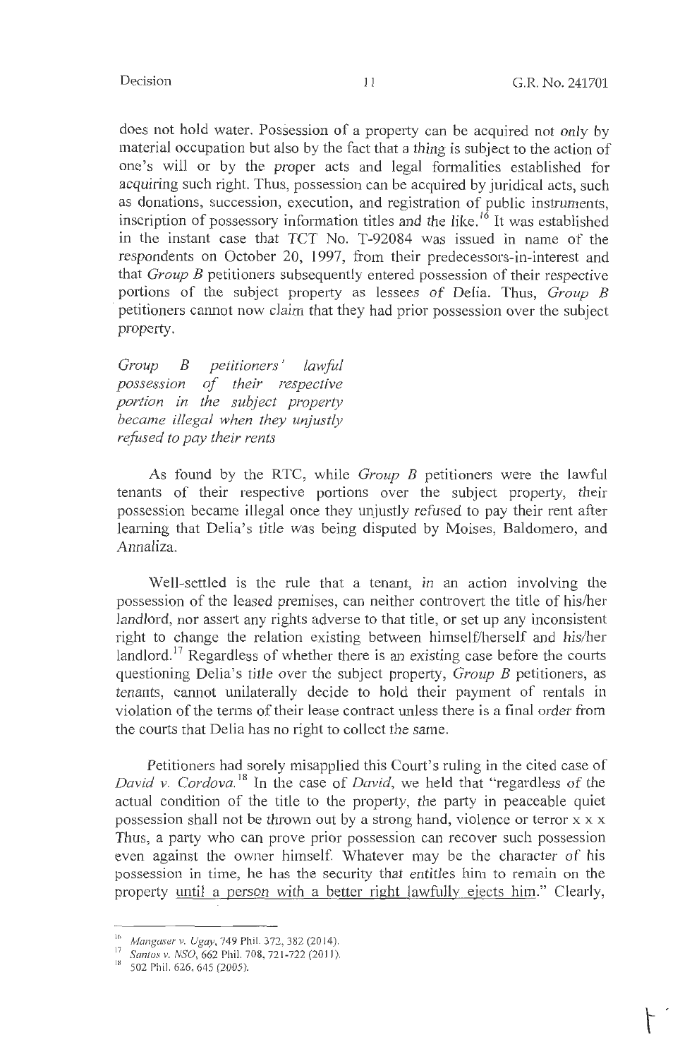does not hold water. Possession of a property can be acquired not only by material occupation but also by the fact that a thing is subject to the action of one's will or by the proper acts and legal formalities established for acquiring such right. Thus, possession can be acquired by juridical acts, such as donations, succession, execution, and registration of public instruments, inscription of possessory information titles and the like.[16] It was established in the instant case that TCT No. T-92084 was issued in name of the respondents on October 20, 1997, from their predecessors-in-interest and that *Group B* petitioners subsequently entered possession of their respective portions of the subject property as lessees of Delia. Thus, *Group B* petitioners cannot now claim that they had prior possession over the subject property.

*Group B petitioners' lawful possession of their respective portion in the subject property became illegal when they unjustly refused to pay their rents*

As found by the RTC, while *Group B* petitioners were the lawful tenants of their respective portions over the subject property, their possession became illegal once they unjustly refused to pay their rent after learning that Delia's title was being disputed by Moises, Baldomero, and Annaliza.

Well-settled is the rule that a tenant, in an action involving the possession of the leased premises, can neither controvert the title of his/her landlord, nor assert any rights adverse to that title, or set up any inconsistent right to change the relation existing between himself/herself and his/her landlord.[17] Regardless of whether there is an existing case before the courts questioning Delia's title over the subject property, *Group B* petitioners, as tenants, cannot unilaterally decide to hold their payment of rentals in violation of the terms of their lease contract unless there is a final order from the courts that Delia has no right to collect the same.

Petitioners had sorely misapplied this Court's ruling in the cited case of *David v. Cordova*.[18] In the case of *David*, we held that "regardless of the actual condition of the title to the property, the party in peaceable quiet possession shall not be thrown out by a strong hand, violence or terror x x x Thus, a party who can prove prior possession can recover such possession even against the owner himself. Whatever may be the character of his possession in time, he has the security that entitles him to remain on the property <u>until a person with a better right lawfully ejects him</u>." Clearly,

---

[16] *Mangaser v. Ugay*, 749 Phil. 372, 382 (2014).

[17] *Santos v. NSO*, 662 Phil. 708, 721-722 (2011).

[18] 502 Phil. 626, 645 (2005).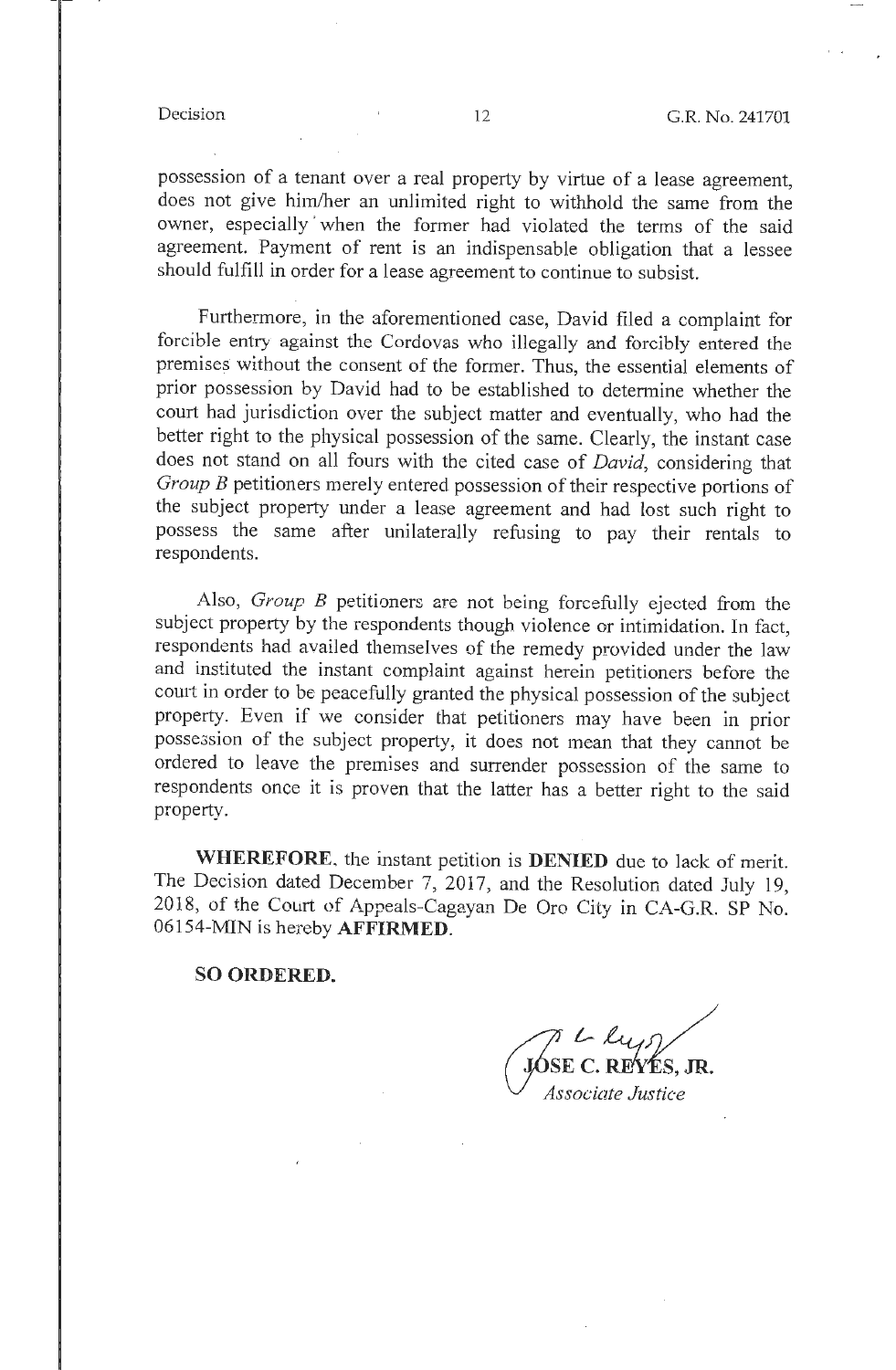possession of a tenant over a real property by virtue of a lease agreement, does not give him/her an unlimited right to withhold the same from the owner, especially when the former had violated the terms of the said agreement. Payment of rent is an indispensable obligation that a lessee should fulfill in order for a lease agreement to continue to subsist.

Furthermore, in the aforementioned case, David filed a complaint for forcible entry against the Cordovas who illegally and forcibly entered the premises without the consent of the former. Thus, the essential elements of prior possession by David had to be established to determine whether the court had jurisdiction over the subject matter and eventually, who had the better right to the physical possession of the same. Clearly, the instant case does not stand on all fours with the cited case of *David*, considering that *Group B* petitioners merely entered possession of their respective portions of the subject property under a lease agreement and had lost such right to possess the same after unilaterally refusing to pay their rentals to respondents.

Also, *Group B* petitioners are not being forcefully ejected from the subject property by the respondents though violence or intimidation. In fact, respondents had availed themselves of the remedy provided under the law and instituted the instant complaint against herein petitioners before the court in order to be peacefully granted the physical possession of the subject property. Even if we consider that petitioners may have been in prior possession of the subject property, it does not mean that they cannot be ordered to leave the premises and surrender possession of the same to respondents once it is proven that the latter has a better right to the said property.

**WHEREFORE**, the instant petition is **DENIED** due to lack of merit. The Decision dated December 7, 2017, and the Resolution dated July 19, 2018, of the Court of Appeals-Cagayan De Oro City in CA-G.R. SP No. 06154-MIN is hereby **AFFIRMED**.

**SO ORDERED.**

**JOSE C. REYES, JR.**
*Associate Justice*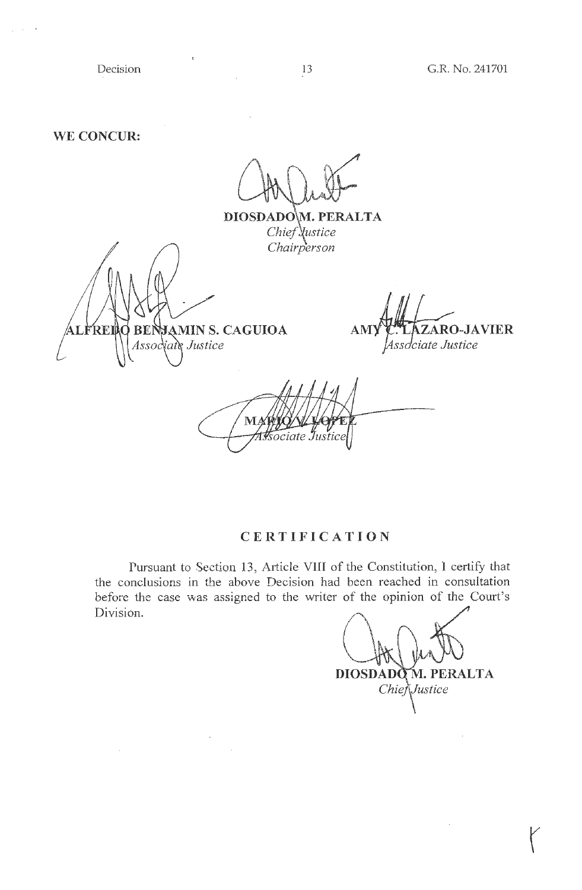**WE CONCUR:**

**DIOSDADO M. PERALTA**
*Chief Justice*
*Chairperson*

**ALFREDO BENJAMIN S. CAGUIOA**
*Associate Justice*

**AMY C. LAZARO-JAVIER**
*Associate Justice*

**MARIO V. LOPEZ**
*Associate Justice*

## CERTIFICATION

Pursuant to Section 13, Article VIII of the Constitution, I certify that the conclusions in the above Decision had been reached in consultation before the case was assigned to the writer of the opinion of the Court's Division.

**DIOSDADO M. PERALTA**
*Chief Justice*